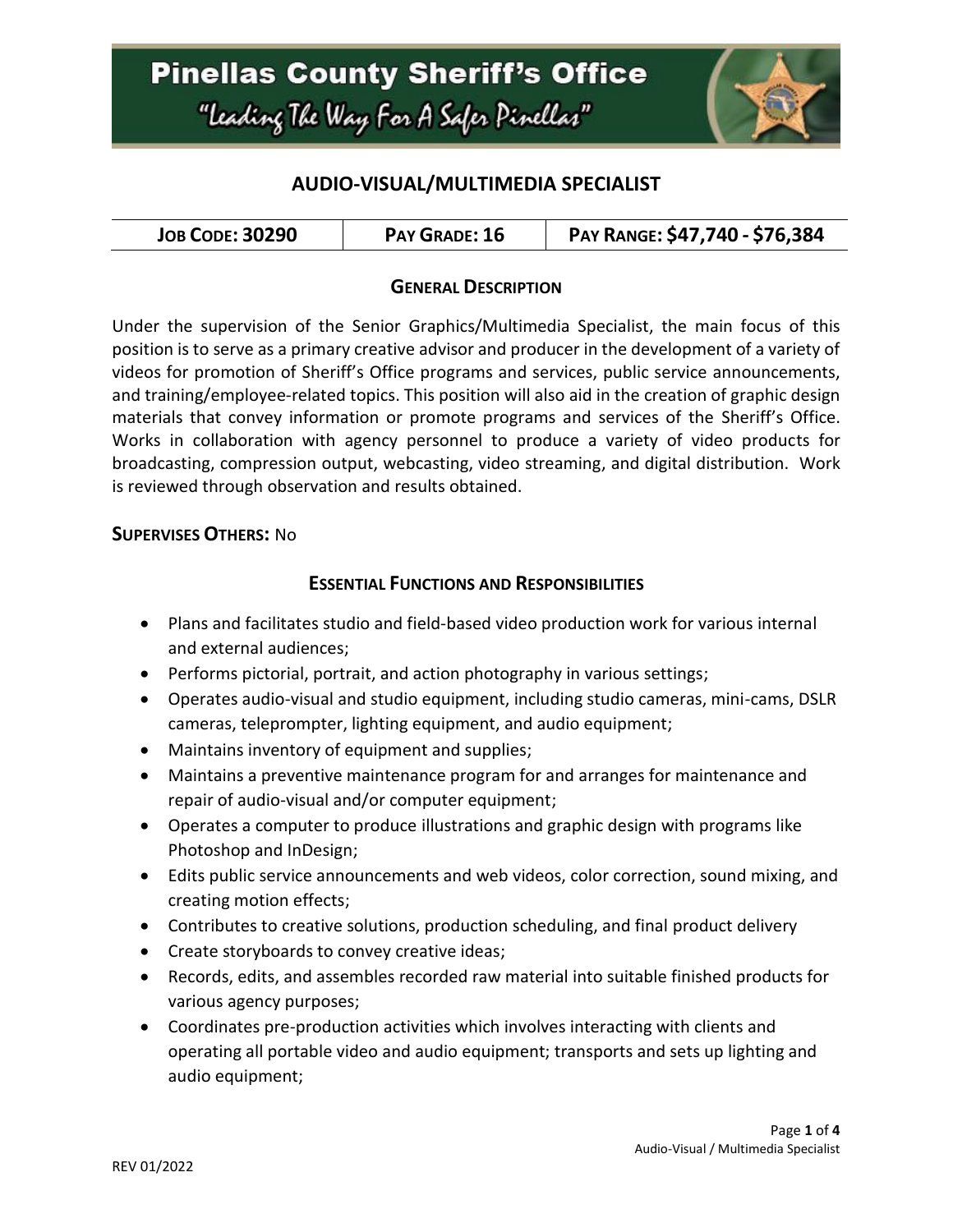# Pinellas County Sheriff's Office

"Leading The Way For A Safer Pinellas"

## AUDIO-VISUAL/MULTIMEDIA SPECIALIST

| JOB CODE: 30290 | PAY GRADE: 16 | PAY RANGE: $47,740 - $76,384 |
|---|---|---|

### GENERAL DESCRIPTION

Under the supervision of the Senior Graphics/Multimedia Specialist, the main focus of this position is to serve as a primary creative advisor and producer in the development of a variety of videos for promotion of Sheriff's Office programs and services, public service announcements, and training/employee-related topics. This position will also aid in the creation of graphic design materials that convey information or promote programs and services of the Sheriff's Office. Works in collaboration with agency personnel to produce a variety of video products for broadcasting, compression output, webcasting, video streaming, and digital distribution. Work is reviewed through observation and results obtained.

**SUPERVISES OTHERS:** No

### ESSENTIAL FUNCTIONS AND RESPONSIBILITIES

- Plans and facilitates studio and field-based video production work for various internal and external audiences;
- Performs pictorial, portrait, and action photography in various settings;
- Operates audio-visual and studio equipment, including studio cameras, mini-cams, DSLR cameras, teleprompter, lighting equipment, and audio equipment;
- Maintains inventory of equipment and supplies;
- Maintains a preventive maintenance program for and arranges for maintenance and repair of audio-visual and/or computer equipment;
- Operates a computer to produce illustrations and graphic design with programs like Photoshop and InDesign;
- Edits public service announcements and web videos, color correction, sound mixing, and creating motion effects;
- Contributes to creative solutions, production scheduling, and final product delivery
- Create storyboards to convey creative ideas;
- Records, edits, and assembles recorded raw material into suitable finished products for various agency purposes;
- Coordinates pre-production activities which involves interacting with clients and operating all portable video and audio equipment; transports and sets up lighting and audio equipment;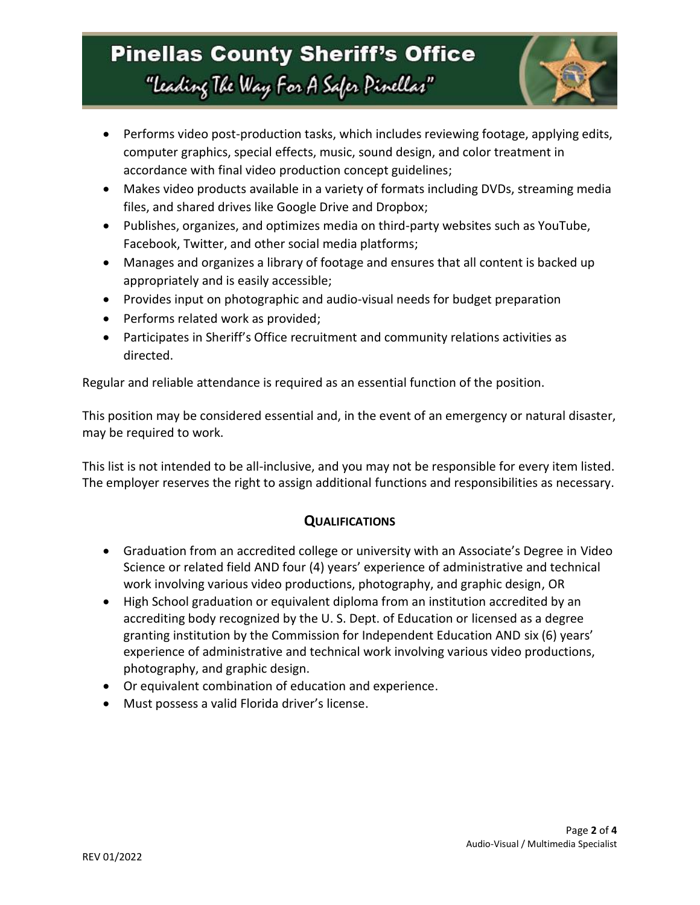- Performs video post-production tasks, which includes reviewing footage, applying edits, computer graphics, special effects, music, sound design, and color treatment in accordance with final video production concept guidelines;
- Makes video products available in a variety of formats including DVDs, streaming media files, and shared drives like Google Drive and Dropbox;
- Publishes, organizes, and optimizes media on third-party websites such as YouTube, Facebook, Twitter, and other social media platforms;
- Manages and organizes a library of footage and ensures that all content is backed up appropriately and is easily accessible;
- Provides input on photographic and audio-visual needs for budget preparation
- Performs related work as provided;
- Participates in Sheriff's Office recruitment and community relations activities as directed.

Regular and reliable attendance is required as an essential function of the position.

This position may be considered essential and, in the event of an emergency or natural disaster, may be required to work.

This list is not intended to be all-inclusive, and you may not be responsible for every item listed. The employer reserves the right to assign additional functions and responsibilities as necessary.

## QUALIFICATIONS

- Graduation from an accredited college or university with an Associate's Degree in Video Science or related field AND four (4) years' experience of administrative and technical work involving various video productions, photography, and graphic design, OR
- High School graduation or equivalent diploma from an institution accredited by an accrediting body recognized by the U. S. Dept. of Education or licensed as a degree granting institution by the Commission for Independent Education AND six (6) years' experience of administrative and technical work involving various video productions, photography, and graphic design.
- Or equivalent combination of education and experience.
- Must possess a valid Florida driver's license.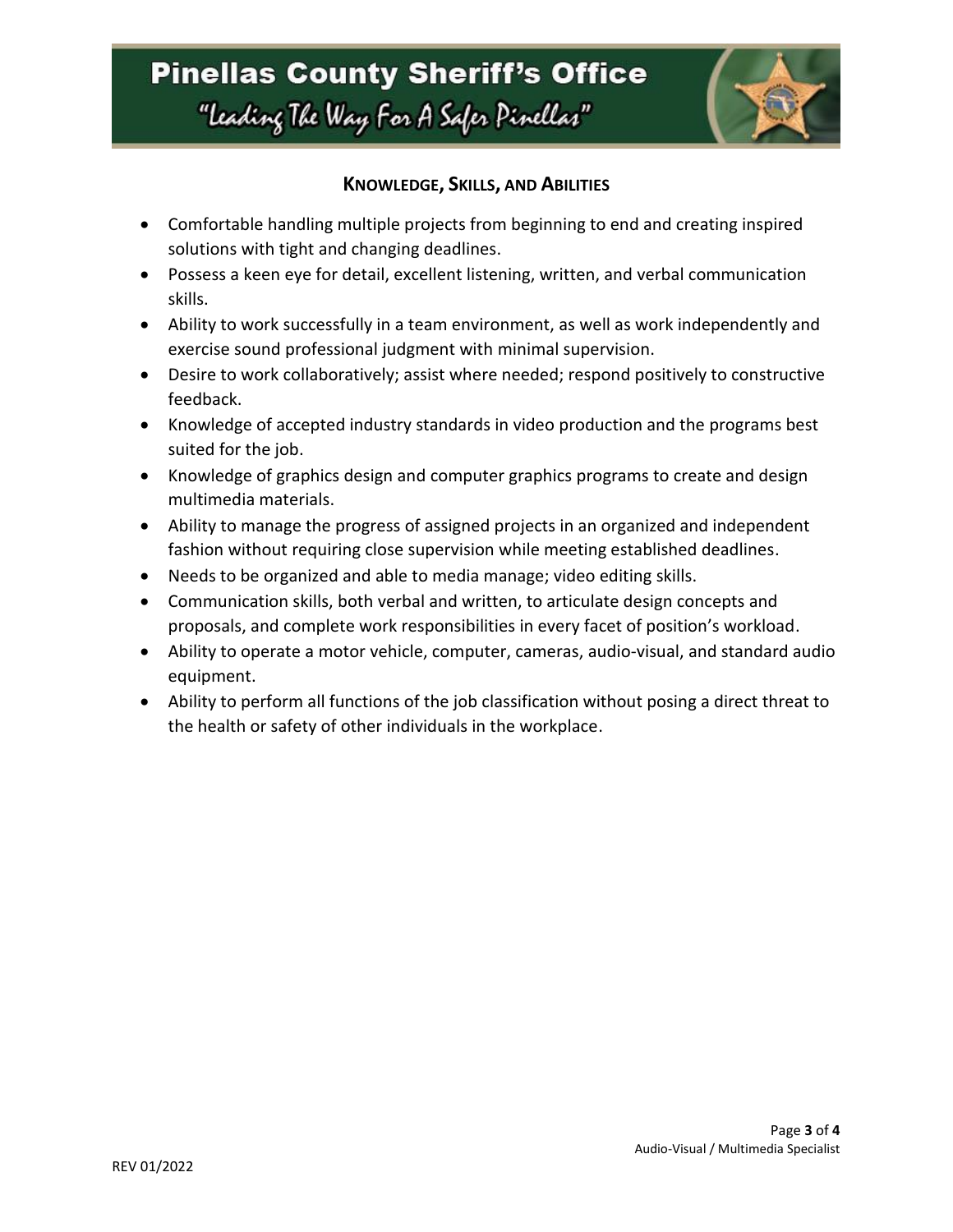## Knowledge, Skills, and Abilities

- Comfortable handling multiple projects from beginning to end and creating inspired solutions with tight and changing deadlines.
- Possess a keen eye for detail, excellent listening, written, and verbal communication skills.
- Ability to work successfully in a team environment, as well as work independently and exercise sound professional judgment with minimal supervision.
- Desire to work collaboratively; assist where needed; respond positively to constructive feedback.
- Knowledge of accepted industry standards in video production and the programs best suited for the job.
- Knowledge of graphics design and computer graphics programs to create and design multimedia materials.
- Ability to manage the progress of assigned projects in an organized and independent fashion without requiring close supervision while meeting established deadlines.
- Needs to be organized and able to media manage; video editing skills.
- Communication skills, both verbal and written, to articulate design concepts and proposals, and complete work responsibilities in every facet of position's workload.
- Ability to operate a motor vehicle, computer, cameras, audio-visual, and standard audio equipment.
- Ability to perform all functions of the job classification without posing a direct threat to the health or safety of other individuals in the workplace.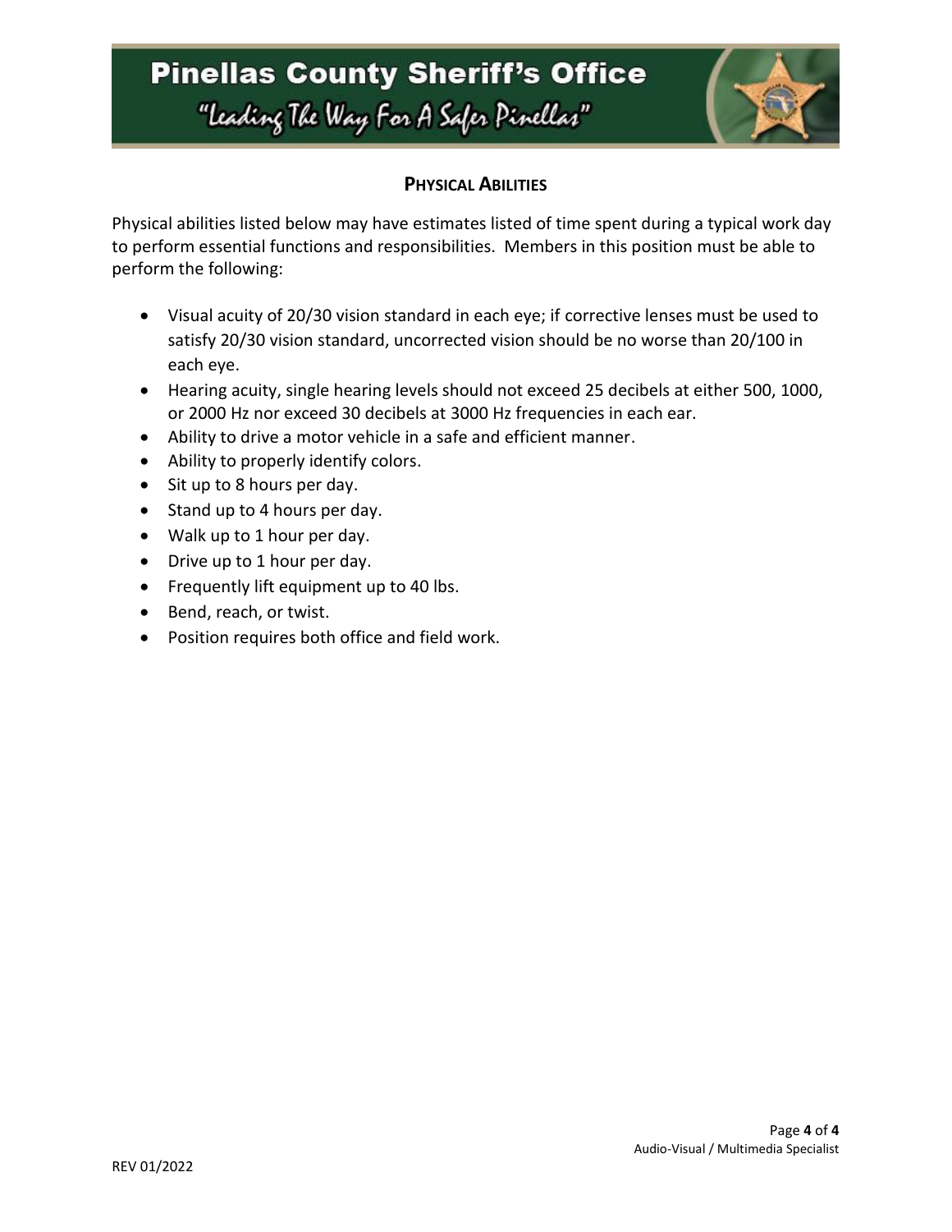## PHYSICAL ABILITIES

Physical abilities listed below may have estimates listed of time spent during a typical work day to perform essential functions and responsibilities. Members in this position must be able to perform the following:

- Visual acuity of 20/30 vision standard in each eye; if corrective lenses must be used to satisfy 20/30 vision standard, uncorrected vision should be no worse than 20/100 in each eye.
- Hearing acuity, single hearing levels should not exceed 25 decibels at either 500, 1000, or 2000 Hz nor exceed 30 decibels at 3000 Hz frequencies in each ear.
- Ability to drive a motor vehicle in a safe and efficient manner.
- Ability to properly identify colors.
- Sit up to 8 hours per day.
- Stand up to 4 hours per day.
- Walk up to 1 hour per day.
- Drive up to 1 hour per day.
- Frequently lift equipment up to 40 lbs.
- Bend, reach, or twist.
- Position requires both office and field work.